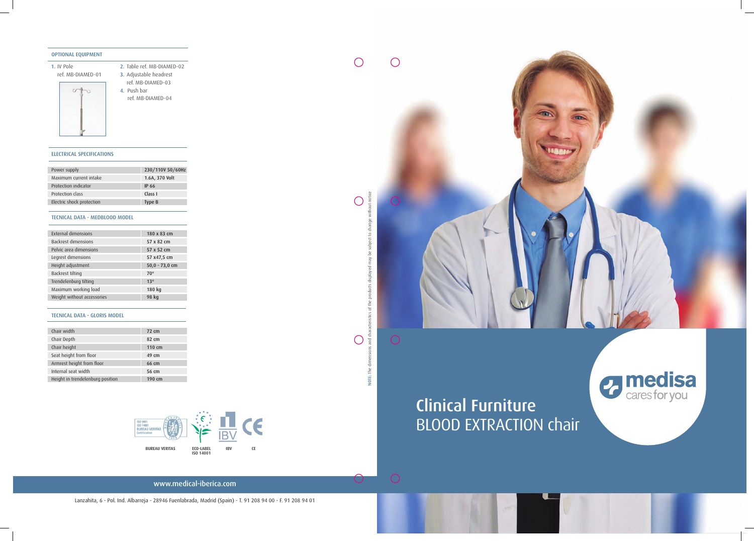## OPTIONAL EQUIPMENT

1. IV Pole
   ref. MB-DIAMED-01
2. Table ref. MB-DIAMED-02
3. Adjustable headrest
   ref. MB-DIAMED-03
4. Push bar
   ref. MB-DIAMED-04

## ELECTRICAL SPECIFICATIONS

| | |
|---|---|
| Power supply | 230/110V 50/60Hz |
| Maximum current intake | 1.6A, 370 Volt |
| Protection indicator | IP 66 |
| Protection class | Class I |
| Electric shock protection | Type B |

## TECNICAL DATA - MEDBLOOD MODEL

| | |
|---|---|
| External dimensions | 180 x 83 cm |
| Backrest dimensions | 57 x 82 cm |
| Pelvic area dimensions | 57 x 52 cm |
| Legrest dimensions | 57 x47,5 cm |
| Height adjustment | 50,0 - 73,0 cm |
| Backrest tilting | 70° |
| Trendelenburg tilting | 13° |
| Maximum working load | 180 kg |
| Weight without accessories | 98 kg |

## TECNICAL DATA - GLORIS MODEL

| | |
|---|---|
| Chair width | 72 cm |
| Chair Depth | 82 cm |
| Chair height | 110 cm |
| Seat height from floor | 49 cm |
| Armrest height from floor | 66 cm |
| Internal seat width | 56 cm |
| Height in trendelenburg position | 190 cm |

BUREAU VERITAS ECO-LABEL ISO 14001 IBV CE

www.medical-iberica.com

Lanzahita, 6 - Pol. Ind. Albarreja - 28946 Fuenlabrada, Madrid (Spain) - T. 91 208 94 00 - F. 91 208 94 01

**NOTE:** The dimensions and characteristics of the products displayed may be subject to change without notice

medisa
cares for you

# Clinical Furniture
BLOOD EXTRACTION chair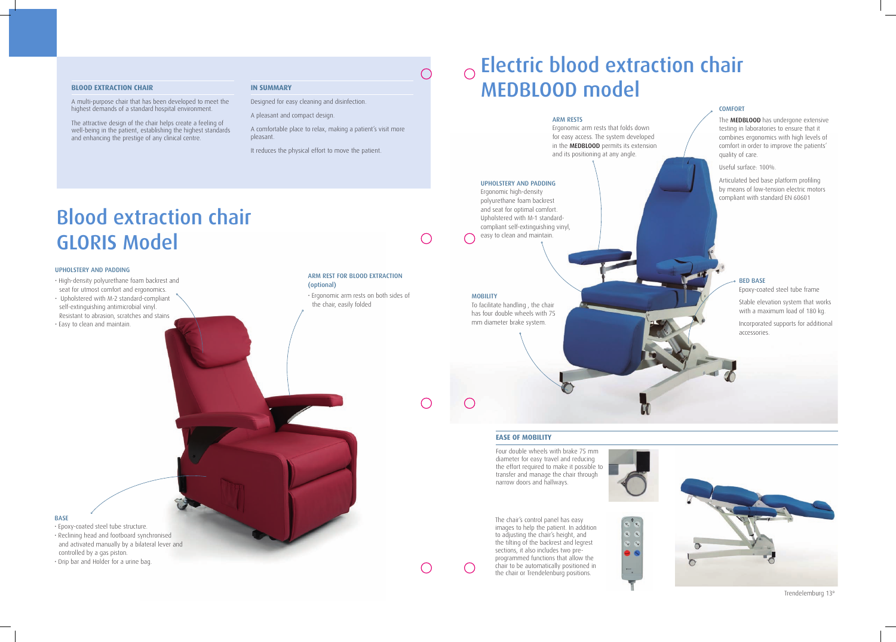**BLOOD EXTRACTION CHAIR**

A multi-purpose chair that has been developed to meet the highest demands of a standard hospital environment.

The attractive design of the chair helps create a feeling of well-being in the patient, establishing the highest standards and enhancing the prestige of any clinical centre.

**IN SUMMARY**

Designed for easy cleaning and disinfection.

A pleasant and compact design.

A comfortable place to relax, making a patient's visit more pleasant.

It reduces the physical effort to move the patient.

# Blood extraction chair GLORIS Model

**UPHOLSTERY AND PADDING**

- High-density polyurethane foam backrest and seat for utmost comfort and ergonomics.
- Upholstered with M-2 standard-compliant self-extinguishing antimicrobial vinyl. Resistant to abrasion, scratches and stains
- Easy to clean and maintain.

**ARM REST FOR BLOOD EXTRACTION (optional)**

- Ergonomic arm rests on both sides of the chair, easily folded

**BASE**

- Epoxy-coated steel tube structure.
- Reclining head and footboard synchronised and activated manually by a bilateral lever and controlled by a gas piston.
- Drip bar and Holder for a urine bag.

# Electric blood extraction chair MEDBLOOD model

**ARM RESTS**

Ergonomic arm rests that folds down for easy access. The system developed in the **MEDBLOOD** permits its extension and its positioning at any angle.

**UPHOLSTERY AND PADDING**

Ergonomic high-density polyurethane foam backrest and seat for optimal comfort. Upholstered with M-1 standard-compliant self-extinguishing vinyl, easy to clean and maintain.

**MOBILITY**

To facilitate handling , the chair has four double wheels with 75 mm diameter brake system.

**COMFORT**

The **MEDBLOOD** has undergone extensive testing in laboratories to ensure that it combines ergonomics with high levels of comfort in order to improve the patients' quality of care.

Useful surface: 100%.

Articulated bed base platform profiling by means of low-tension electric motors compliant with standard EN 60601

**BED BASE**

Epoxy-coated steel tube frame

Stable elevation system that works with a maximum load of 180 kg.

Incorporated supports for additional accessories.

**EASE OF MOBILITY**

Four double wheels with brake 75 mm diameter for easy travel and reducing the effort required to make it possible to transfer and manage the chair through narrow doors and hallways.

The chair's control panel has easy images to help the patient. In addition to adjusting the chair's height, and the tilting of the backrest and legrest sections, it also includes two pre-programmed functions that allow the chair to be automatically positioned in the chair or Trendelenburg positions.

Trendelemburg 13°